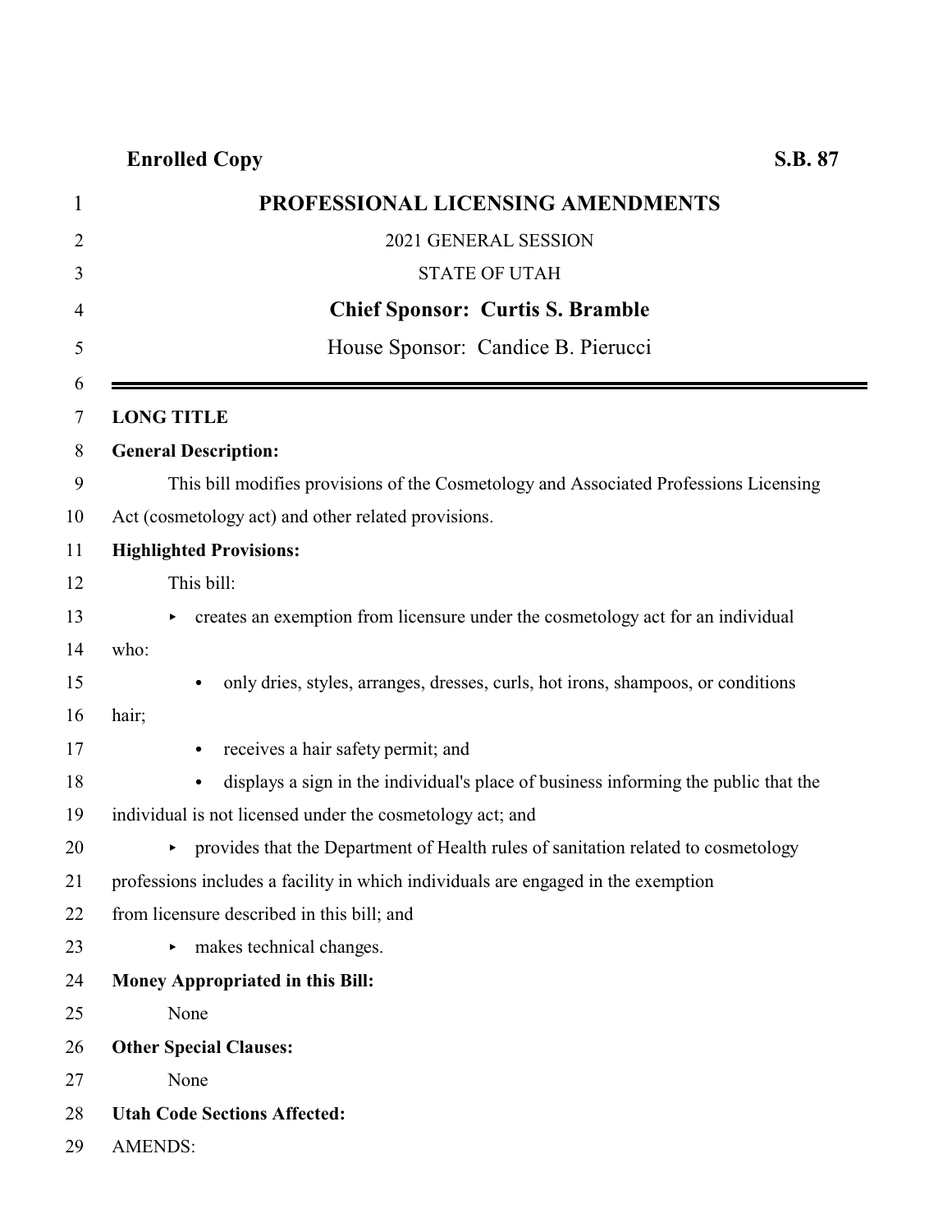**Enrolled Copy** **S.B. 87**

# PROFESSIONAL LICENSING AMENDMENTS

2021 GENERAL SESSION

STATE OF UTAH

**Chief Sponsor: Curtis S. Bramble**

House Sponsor: Candice B. Pierucci

---

**LONG TITLE**

**General Description:**

This bill modifies provisions of the Cosmetology and Associated Professions Licensing Act (cosmetology act) and other related provisions.

**Highlighted Provisions:**

This bill:

- creates an exemption from licensure under the cosmetology act for an individual who:
  - only dries, styles, arranges, dresses, curls, hot irons, shampoos, or conditions hair;
  - receives a hair safety permit; and
  - displays a sign in the individual's place of business informing the public that the individual is not licensed under the cosmetology act; and
- provides that the Department of Health rules of sanitation related to cosmetology professions includes a facility in which individuals are engaged in the exemption from licensure described in this bill; and
- makes technical changes.

**Money Appropriated in this Bill:**

None

**Other Special Clauses:**

None

**Utah Code Sections Affected:**

AMENDS: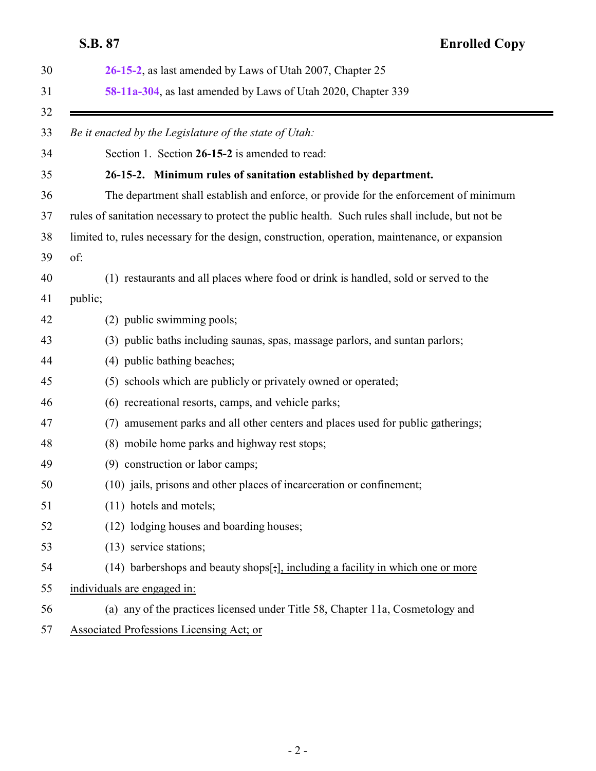26-15-2, as last amended by Laws of Utah 2007, Chapter 25

58-11a-304, as last amended by Laws of Utah 2020, Chapter 339

---

*Be it enacted by the Legislature of the state of Utah:*

Section 1. Section **26-15-2** is amended to read:

**26-15-2. Minimum rules of sanitation established by department.**

The department shall establish and enforce, or provide for the enforcement of minimum rules of sanitation necessary to protect the public health. Such rules shall include, but not be limited to, rules necessary for the design, construction, operation, maintenance, or expansion of:

(1) restaurants and all places where food or drink is handled, sold or served to the public;

(2) public swimming pools;

(3) public baths including saunas, spas, massage parlors, and suntan parlors;

(4) public bathing beaches;

(5) schools which are publicly or privately owned or operated;

(6) recreational resorts, camps, and vehicle parks;

(7) amusement parks and all other centers and places used for public gatherings;

(8) mobile home parks and highway rest stops;

(9) construction or labor camps;

(10) jails, prisons and other places of incarceration or confinement;

(11) hotels and motels;

(12) lodging houses and boarding houses;

(13) service stations;

(14) barbershops and beauty shops[;]<u>, including a facility in which one or more individuals are engaged in:</u>

<u>(a) any of the practices licensed under Title 58, Chapter 11a, Cosmetology and Associated Professions Licensing Act; or</u>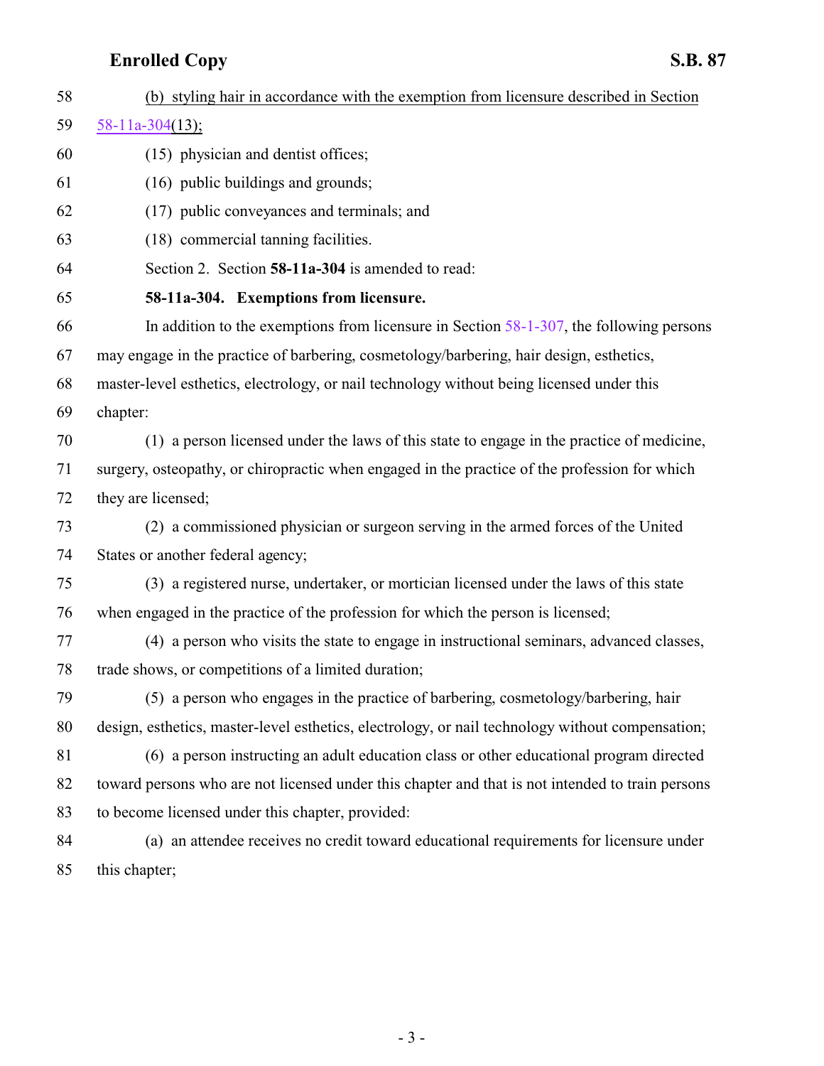58 (b) styling hair in accordance with the exemption from licensure described in Section
59 58-11a-304(13);

60 (15) physician and dentist offices;

61 (16) public buildings and grounds;

62 (17) public conveyances and terminals; and

63 (18) commercial tanning facilities.

64 Section 2. Section **58-11a-304** is amended to read:

65 **58-11a-304. Exemptions from licensure.**

66 In addition to the exemptions from licensure in Section 58-1-307, the following persons
67 may engage in the practice of barbering, cosmetology/barbering, hair design, esthetics,
68 master-level esthetics, electrology, or nail technology without being licensed under this
69 chapter:

70 (1) a person licensed under the laws of this state to engage in the practice of medicine,
71 surgery, osteopathy, or chiropractic when engaged in the practice of the profession for which
72 they are licensed;

73 (2) a commissioned physician or surgeon serving in the armed forces of the United
74 States or another federal agency;

75 (3) a registered nurse, undertaker, or mortician licensed under the laws of this state
76 when engaged in the practice of the profession for which the person is licensed;

77 (4) a person who visits the state to engage in instructional seminars, advanced classes,
78 trade shows, or competitions of a limited duration;

79 (5) a person who engages in the practice of barbering, cosmetology/barbering, hair
80 design, esthetics, master-level esthetics, electrology, or nail technology without compensation;

81 (6) a person instructing an adult education class or other educational program directed
82 toward persons who are not licensed under this chapter and that is not intended to train persons
83 to become licensed under this chapter, provided:

84 (a) an attendee receives no credit toward educational requirements for licensure under
85 this chapter;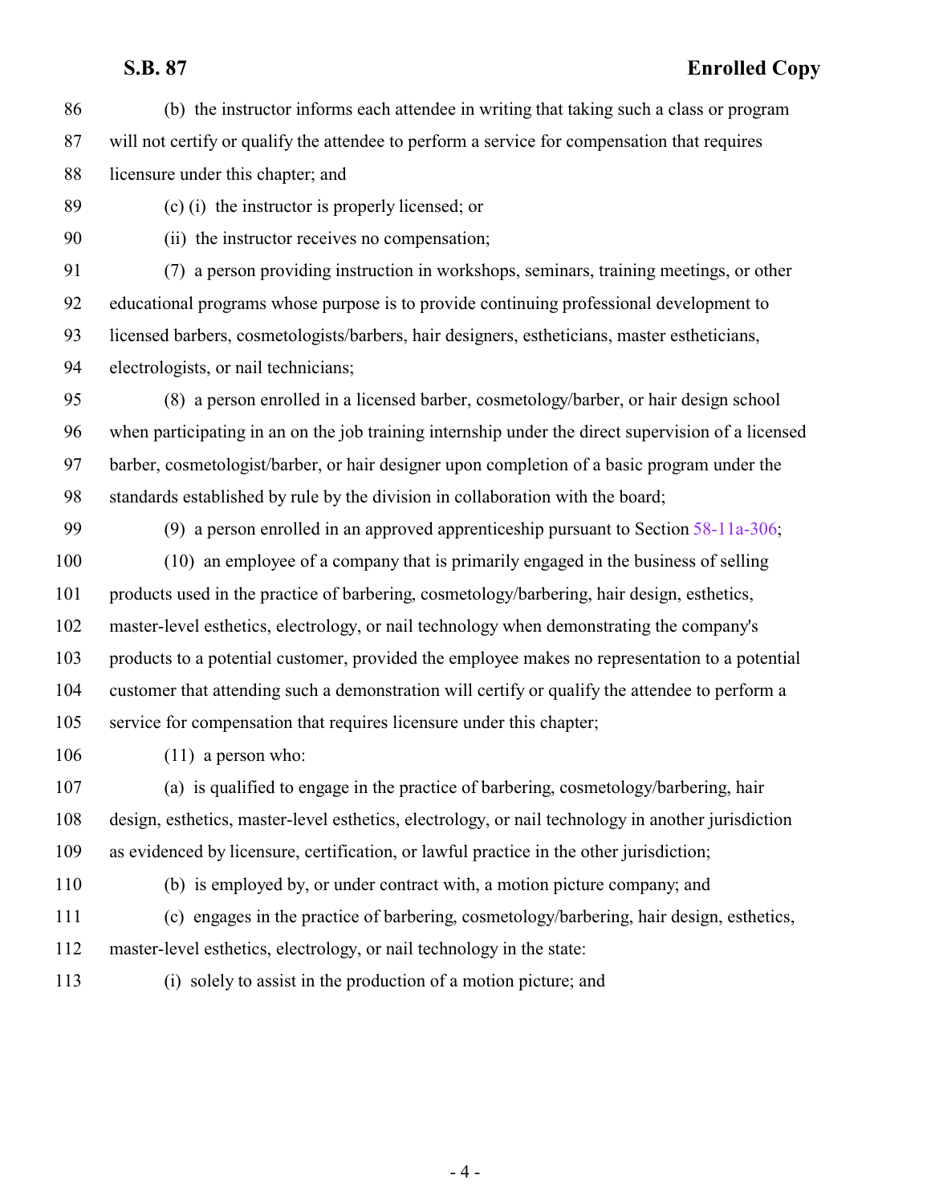(b) the instructor informs each attendee in writing that taking such a class or program will not certify or qualify the attendee to perform a service for compensation that requires licensure under this chapter; and

(c) (i) the instructor is properly licensed; or

(ii) the instructor receives no compensation;

(7) a person providing instruction in workshops, seminars, training meetings, or other educational programs whose purpose is to provide continuing professional development to licensed barbers, cosmetologists/barbers, hair designers, estheticians, master estheticians, electrologists, or nail technicians;

(8) a person enrolled in a licensed barber, cosmetology/barber, or hair design school when participating in an on the job training internship under the direct supervision of a licensed barber, cosmetologist/barber, or hair designer upon completion of a basic program under the standards established by rule by the division in collaboration with the board;

(9) a person enrolled in an approved apprenticeship pursuant to Section 58-11a-306;

(10) an employee of a company that is primarily engaged in the business of selling products used in the practice of barbering, cosmetology/barbering, hair design, esthetics, master-level esthetics, electrology, or nail technology when demonstrating the company's products to a potential customer, provided the employee makes no representation to a potential customer that attending such a demonstration will certify or qualify the attendee to perform a service for compensation that requires licensure under this chapter;

(11) a person who:

(a) is qualified to engage in the practice of barbering, cosmetology/barbering, hair design, esthetics, master-level esthetics, electrology, or nail technology in another jurisdiction as evidenced by licensure, certification, or lawful practice in the other jurisdiction;

(b) is employed by, or under contract with, a motion picture company; and

(c) engages in the practice of barbering, cosmetology/barbering, hair design, esthetics, master-level esthetics, electrology, or nail technology in the state:

(i) solely to assist in the production of a motion picture; and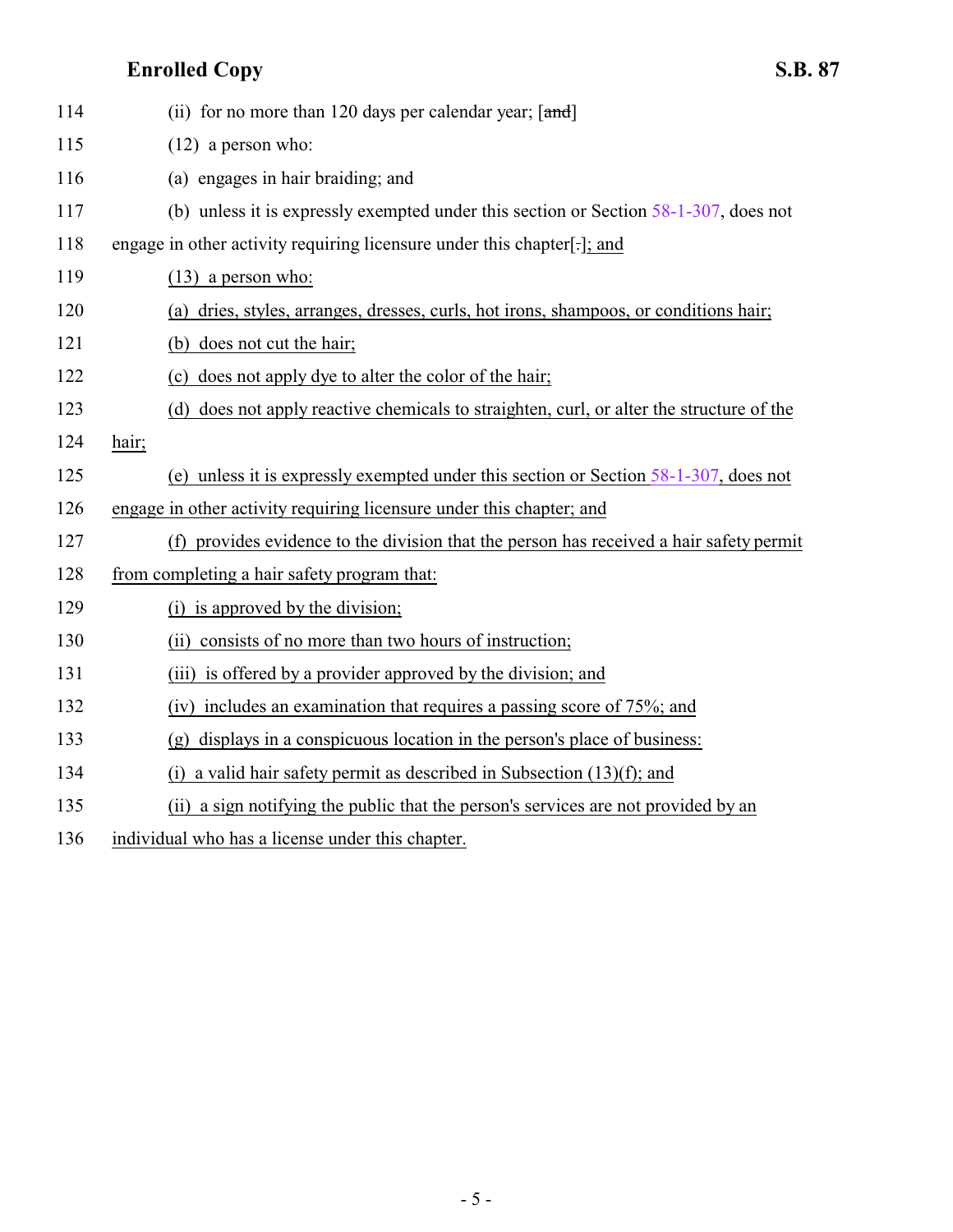114 (ii) for no more than 120 days per calendar year; [~~and~~]

115 (12) a person who:

116 (a) engages in hair braiding; and

117 (b) unless it is expressly exempted under this section or Section 58-1-307, does not

118 engage in other activity requiring licensure under this chapter[~~.~~]<u>; and</u>

119 <u>(13) a person who:</u>

120 <u>(a) dries, styles, arranges, dresses, curls, hot irons, shampoos, or conditions hair;</u>

121 <u>(b) does not cut the hair;</u>

122 <u>(c) does not apply dye to alter the color of the hair;</u>

123 <u>(d) does not apply reactive chemicals to straighten, curl, or alter the structure of the</u>

124 <u>hair;</u>

125 <u>(e) unless it is expressly exempted under this section or Section 58-1-307, does not</u>

126 <u>engage in other activity requiring licensure under this chapter; and</u>

127 <u>(f) provides evidence to the division that the person has received a hair safety permit</u>

128 <u>from completing a hair safety program that:</u>

129 <u>(i) is approved by the division;</u>

130 <u>(ii) consists of no more than two hours of instruction;</u>

131 <u>(iii) is offered by a provider approved by the division; and</u>

132 <u>(iv) includes an examination that requires a passing score of 75%; and</u>

133 <u>(g) displays in a conspicuous location in the person's place of business:</u>

134 <u>(i) a valid hair safety permit as described in Subsection (13)(f); and</u>

135 <u>(ii) a sign notifying the public that the person's services are not provided by an</u>

136 <u>individual who has a license under this chapter.</u>